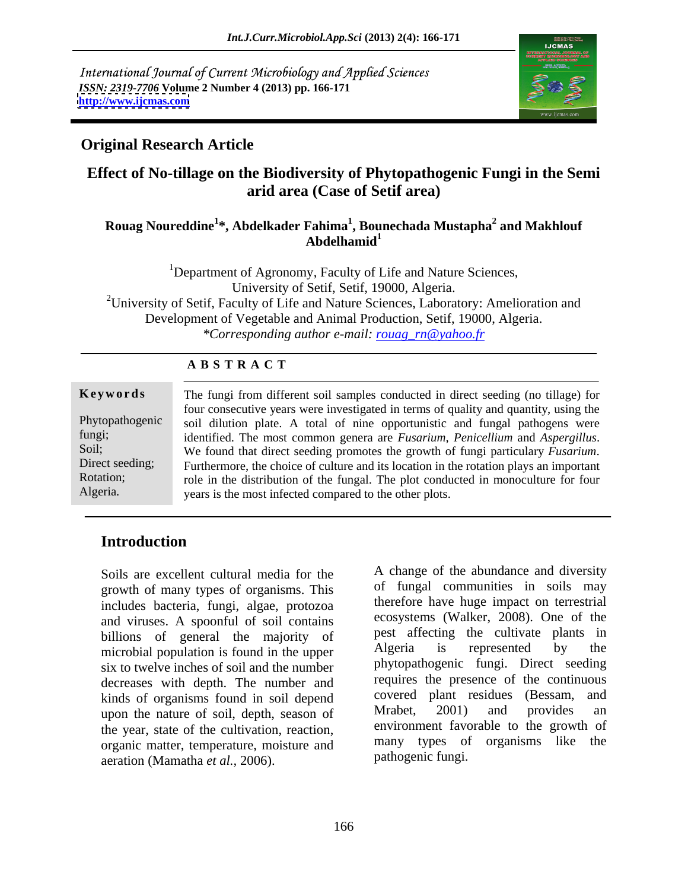International Journal of Current Microbiology and Applied Sciences
*ISSN: 2319-7706* **Volume 2 Number 4 (2013) pp. 166-171**
**http://www.ijcmas.com**

## Original Research Article

# Effect of No-tillage on the Biodiversity of Phytopathogenic Fungi in the Semi arid area (Case of Setif area)

**Rouag Noureddine[1]*, Abdelkader Fahima[1], Bounechada Mustapha[2] and Makhlouf Abdelhamid[1]**

[1]Department of Agronomy, Faculty of Life and Nature Sciences, University of Setif, Setif, 19000, Algeria.
[2]University of Setif, Faculty of Life and Nature Sciences, Laboratory: Amelioration and Development of Vegetable and Animal Production, Setif, 19000, Algeria.
*\*Corresponding author e-mail: rouag_rn@yahoo.fr*

### A B S T R A C T

**Keywords**

Phytopathogenic fungi; Soil; Direct seeding; Rotation; Algeria.

The fungi from different soil samples conducted in direct seeding (no tillage) for four consecutive years were investigated in terms of quality and quantity, using the soil dilution plate. A total of nine opportunistic and fungal pathogens were identified. The most common genera are *Fusarium*, *Penicellium* and *Aspergillus*. We found that direct seeding promotes the growth of fungi particulary *Fusarium*. Furthermore, the choice of culture and its location in the rotation plays an important role in the distribution of the fungal. The plot conducted in monoculture for four years is the most infected compared to the other plots.

## Introduction

Soils are excellent cultural media for the growth of many types of organisms. This includes bacteria, fungi, algae, protozoa and viruses. A spoonful of soil contains billions of general the majority of microbial population is found in the upper six to twelve inches of soil and the number decreases with depth. The number and kinds of organisms found in soil depend upon the nature of soil, depth, season of the year, state of the cultivation, reaction, organic matter, temperature, moisture and aeration (Mamatha *et al.*, 2006).

A change of the abundance and diversity of fungal communities in soils may therefore have huge impact on terrestrial ecosystems (Walker, 2008). One of the pest affecting the cultivate plants in Algeria is represented by the phytopathogenic fungi. Direct seeding requires the presence of the continuous covered plant residues (Bessam, and Mrabet, 2001) and provides an environment favorable to the growth of many types of organisms like the pathogenic fungi.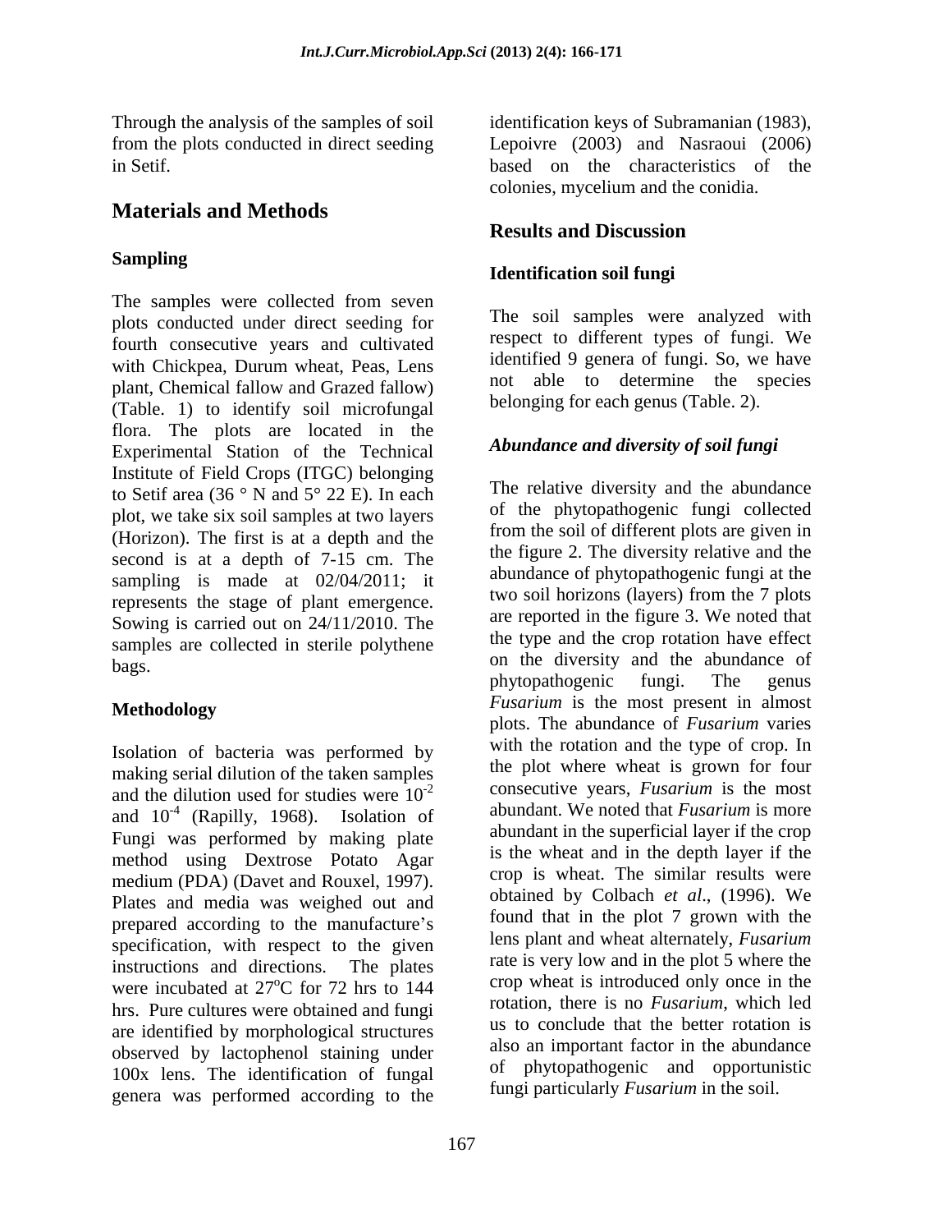Through the analysis of the samples of soil from the plots conducted in direct seeding in Setif.

## Materials and Methods

### Sampling

The samples were collected from seven plots conducted under direct seeding for fourth consecutive years and cultivated with Chickpea, Durum wheat, Peas, Lens plant, Chemical fallow and Grazed fallow) (Table. 1) to identify soil microfungal flora. The plots are located in the Experimental Station of the Technical Institute of Field Crops (ITGC) belonging to Setif area (36 ° N and 5° 22 E). In each plot, we take six soil samples at two layers (Horizon). The first is at a depth and the second is at a depth of 7-15 cm. The sampling is made at 02/04/2011; it represents the stage of plant emergence. Sowing is carried out on 24/11/2010. The samples are collected in sterile polythene bags.

### Methodology

Isolation of bacteria was performed by making serial dilution of the taken samples and the dilution used for studies were $10^{-2}$ and $10^{-4}$ (Rapilly, 1968). Isolation of Fungi was performed by making plate method using Dextrose Potato Agar medium (PDA) (Davet and Rouxel, 1997). Plates and media was weighed out and prepared according to the manufacture's specification, with respect to the given instructions and directions. The plates were incubated at 27$^{o}$C for 72 hrs to 144 hrs. Pure cultures were obtained and fungi are identified by morphological structures observed by lactophenol staining under 100x lens. The identification of fungal genera was performed according to the identification keys of Subramanian (1983), Lepoivre (2003) and Nasraoui (2006) based on the characteristics of the colonies, mycelium and the conidia.

## Results and Discussion

### Identification soil fungi

The soil samples were analyzed with respect to different types of fungi. We identified 9 genera of fungi. So, we have not able to determine the species belonging for each genus (Table. 2).

### *Abundance and diversity of soil fungi*

The relative diversity and the abundance of the phytopathogenic fungi collected from the soil of different plots are given in the figure 2. The diversity relative and the abundance of phytopathogenic fungi at the two soil horizons (layers) from the 7 plots are reported in the figure 3. We noted that the type and the crop rotation have effect on the diversity and the abundance of phytopathogenic fungi. The genus *Fusarium* is the most present in almost plots. The abundance of *Fusarium* varies with the rotation and the type of crop. In the plot where wheat is grown for four consecutive years, *Fusarium* is the most abundant. We noted that *Fusarium* is more abundant in the superficial layer if the crop is the wheat and in the depth layer if the crop is wheat. The similar results were obtained by Colbach *et al*., (1996). We found that in the plot 7 grown with the lens plant and wheat alternately, *Fusarium* rate is very low and in the plot 5 where the crop wheat is introduced only once in the rotation, there is no *Fusarium*, which led us to conclude that the better rotation is also an important factor in the abundance of phytopathogenic and opportunistic fungi particularly *Fusarium* in the soil.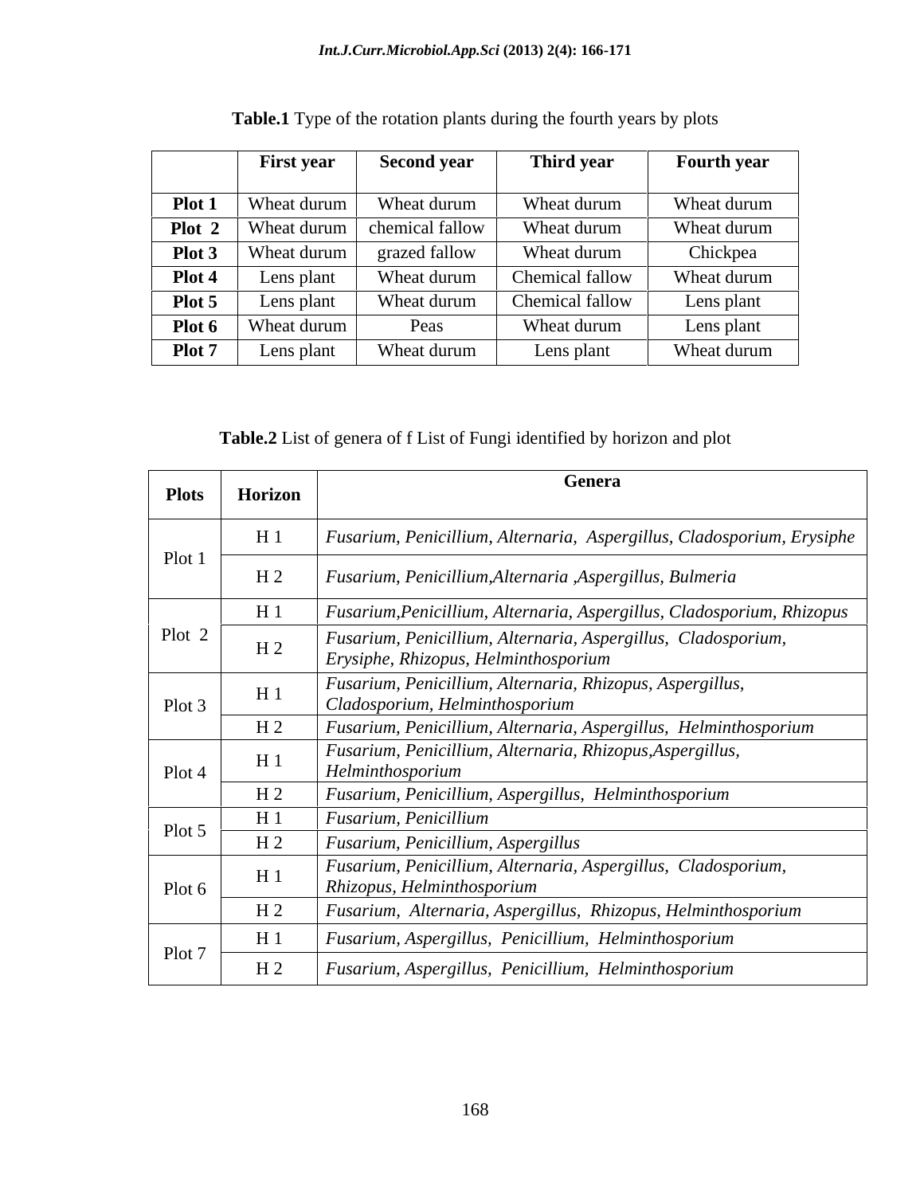**Table.1** Type of the rotation plants during the fourth years by plots

| | First year | Second year | Third year | Fourth year |
|---|---|---|---|---|
| **Plot 1** | Wheat durum | Wheat durum | Wheat durum | Wheat durum |
| **Plot 2** | Wheat durum | chemical fallow | Wheat durum | Wheat durum |
| **Plot 3** | Wheat durum | grazed fallow | Wheat durum | Chickpea |
| **Plot 4** | Lens plant | Wheat durum | Chemical fallow | Wheat durum |
| **Plot 5** | Lens plant | Wheat durum | Chemical fallow | Lens plant |
| **Plot 6** | Wheat durum | Peas | Wheat durum | Lens plant |
| **Plot 7** | Lens plant | Wheat durum | Lens plant | Wheat durum |

**Table.2** List of genera of f List of Fungi identified by horizon and plot

| Plots | Horizon | Genera |
|---|---|---|
| Plot 1 | H 1 | *Fusarium, Penicillium, Alternaria, Aspergillus, Cladosporium, Erysiphe* |
| | H 2 | *Fusarium, Penicillium,Alternaria ,Aspergillus, Bulmeria* |
| Plot 2 | H 1 | *Fusarium,Penicillium, Alternaria, Aspergillus, Cladosporium, Rhizopus* |
| | H 2 | *Fusarium, Penicillium, Alternaria, Aspergillus, Cladosporium, Erysiphe, Rhizopus, Helminthosporium* |
| Plot 3 | H 1 | *Fusarium, Penicillium, Alternaria, Rhizopus, Aspergillus, Cladosporium, Helminthosporium* |
| | H 2 | *Fusarium, Penicillium, Alternaria, Aspergillus, Helminthosporium* |
| Plot 4 | H 1 | *Fusarium, Penicillium, Alternaria, Rhizopus,Aspergillus, Helminthosporium* |
| | H 2 | *Fusarium, Penicillium, Aspergillus, Helminthosporium* |
| Plot 5 | H 1 | *Fusarium, Penicillium* |
| | H 2 | *Fusarium, Penicillium, Aspergillus* |
| Plot 6 | H 1 | *Fusarium, Penicillium, Alternaria, Aspergillus, Cladosporium, Rhizopus, Helminthosporium* |
| | H 2 | *Fusarium, Alternaria, Aspergillus, Rhizopus, Helminthosporium* |
| Plot 7 | H 1 | *Fusarium, Aspergillus, Penicillium, Helminthosporium* |
| | H 2 | *Fusarium, Aspergillus, Penicillium, Helminthosporium* |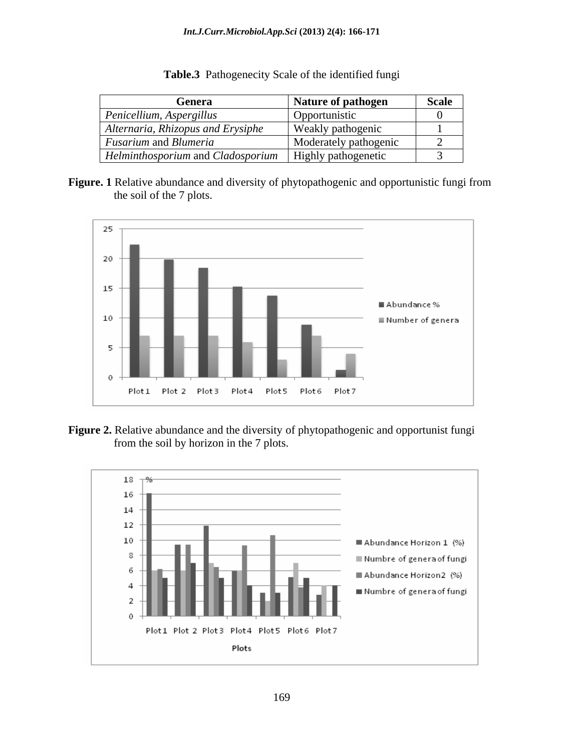**Table.3** Pathogenecity Scale of the identified fungi

| Genera | Nature of pathogen | Scale |
|---|---|---|
| *Penicellium, Aspergillus* | Opportunistic | 0 |
| *Alternaria, Rhizopus and Erysiphe* | Weakly pathogenic | 1 |
| *Fusarium* and *Blumeria* | Moderately pathogenic | 2 |
| *Helminthosporium* and *Cladosporium* | Highly pathogenetic | 3 |

**Figure. 1** Relative abundance and diversity of phytopathogenic and opportunistic fungi from the soil of the 7 plots.

**Figure 2.** Relative abundance and the diversity of phytopathogenic and opportunist fungi from the soil by horizon in the 7 plots.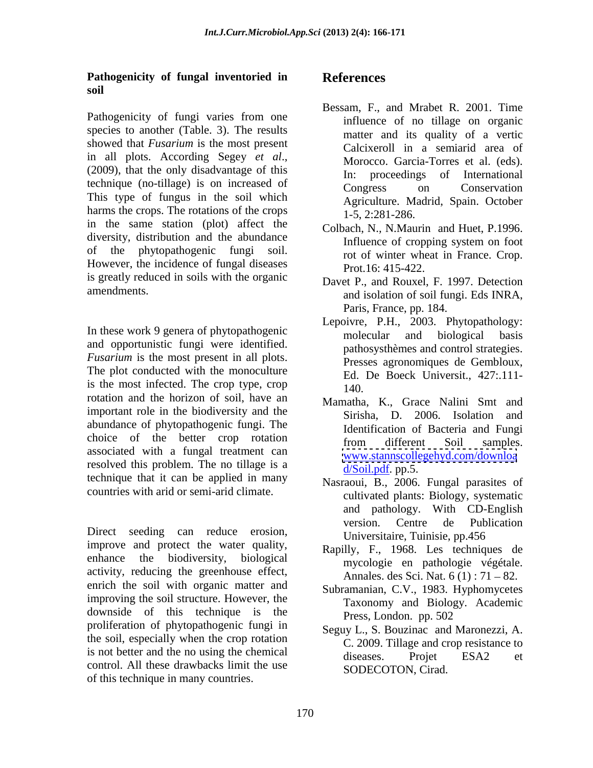**Pathogenicity of fungal inventoried in soil**

Pathogenicity of fungi varies from one species to another (Table. 3). The results showed that *Fusarium* is the most present in all plots. According Segey *et al*., (2009), that the only disadvantage of this technique (no-tillage) is on increased of This type of fungus in the soil which harms the crops. The rotations of the crops in the same station (plot) affect the diversity, distribution and the abundance of the phytopathogenic fungi soil. However, the incidence of fungal diseases is greatly reduced in soils with the organic amendments.

In these work 9 genera of phytopathogenic and opportunistic fungi were identified. *Fusarium* is the most present in all plots. The plot conducted with the monoculture is the most infected. The crop type, crop rotation and the horizon of soil, have an important role in the biodiversity and the abundance of phytopathogenic fungi. The choice of the better crop rotation associated with a fungal treatment can resolved this problem. The no tillage is a technique that it can be applied in many countries with arid or semi-arid climate.

Direct seeding can reduce erosion, improve and protect the water quality, enhance the biodiversity, biological activity, reducing the greenhouse effect, enrich the soil with organic matter and improving the soil structure. However, the downside of this technique is the proliferation of phytopathogenic fungi in the soil, especially when the crop rotation is not better and the no using the chemical control. All these drawbacks limit the use of this technique in many countries.

## References

Bessam, F., and Mrabet R. 2001. Time influence of no tillage on organic matter and its quality of a vertic Calcixeroll in a semiarid area of Morocco. Garcia-Torres et al. (eds). In: proceedings of International Congress on Conservation Agriculture. Madrid, Spain. October 1-5, 2:281-286.

Colbach, N., N.Maurin and Huet, P.1996. Influence of cropping system on foot rot of winter wheat in France. Crop. Prot.16: 415-422.

Davet P., and Rouxel, F. 1997. Detection and isolation of soil fungi. Eds INRA, Paris, France, pp. 184.

Lepoivre, P.H., 2003. Phytopathology: molecular and biological basis pathosysthèmes and control strategies. Presses agronomiques de Gembloux, Ed. De Boeck Universit., 427:.111-140.

Mamatha, K., Grace Nalini Smt and Sirisha, D. 2006. Isolation and Identification of Bacteria and Fungi from different Soil samples. www.stannscollegehyd.com/download/Soil.pdf. pp.5.

Nasraoui, B., 2006. Fungal parasites of cultivated plants: Biology, systematic and pathology. With CD-English version. Centre de Publication Universitaire, Tuinisie, pp.456

Rapilly, F., 1968. Les techniques de mycologie en pathologie végétale. Annales. des Sci. Nat. 6 (1) : 71 – 82.

Subramanian, C.V., 1983. Hyphomycetes Taxonomy and Biology. Academic Press, London. pp. 502

Seguy L., S. Bouzinac and Maronezzi, A. C. 2009. Tillage and crop resistance to diseases. Projet ESA2 et SODECOTON, Cirad.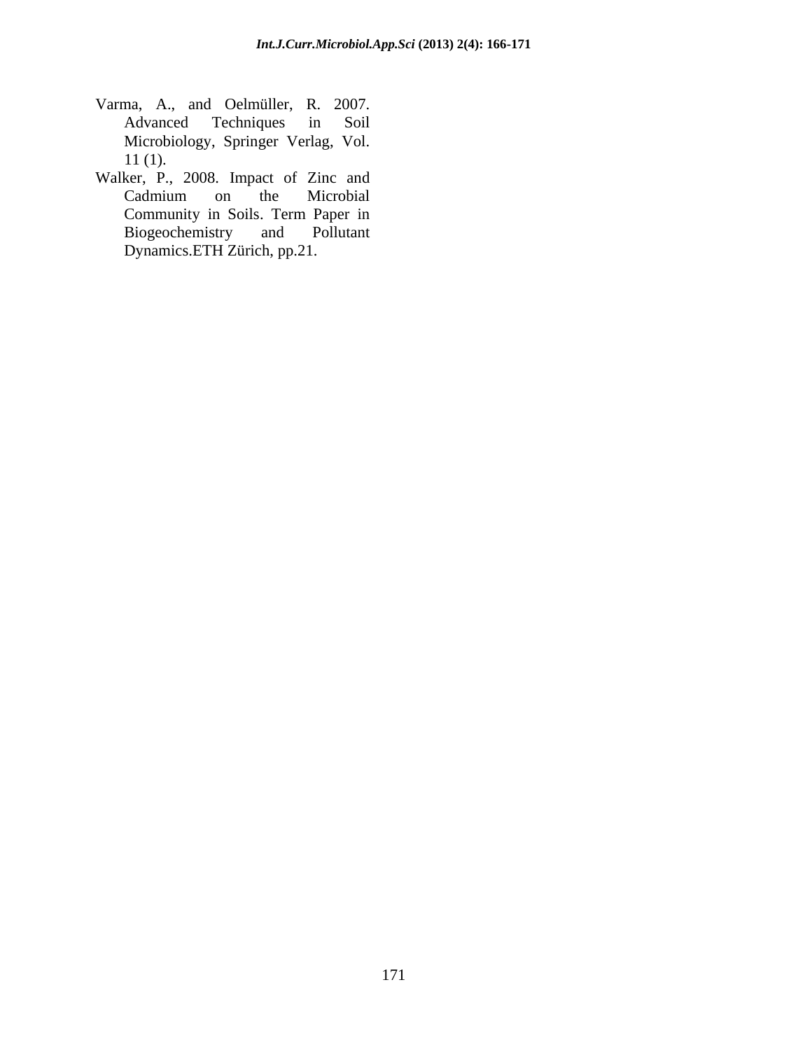Varma, A., and Oelmüller, R. 2007. Advanced Techniques in Soil Microbiology, Springer Verlag, Vol. 11 (1).

Walker, P., 2008. Impact of Zinc and Cadmium on the Microbial Community in Soils. Term Paper in Biogeochemistry and Pollutant Dynamics.ETH Zürich, pp.21.